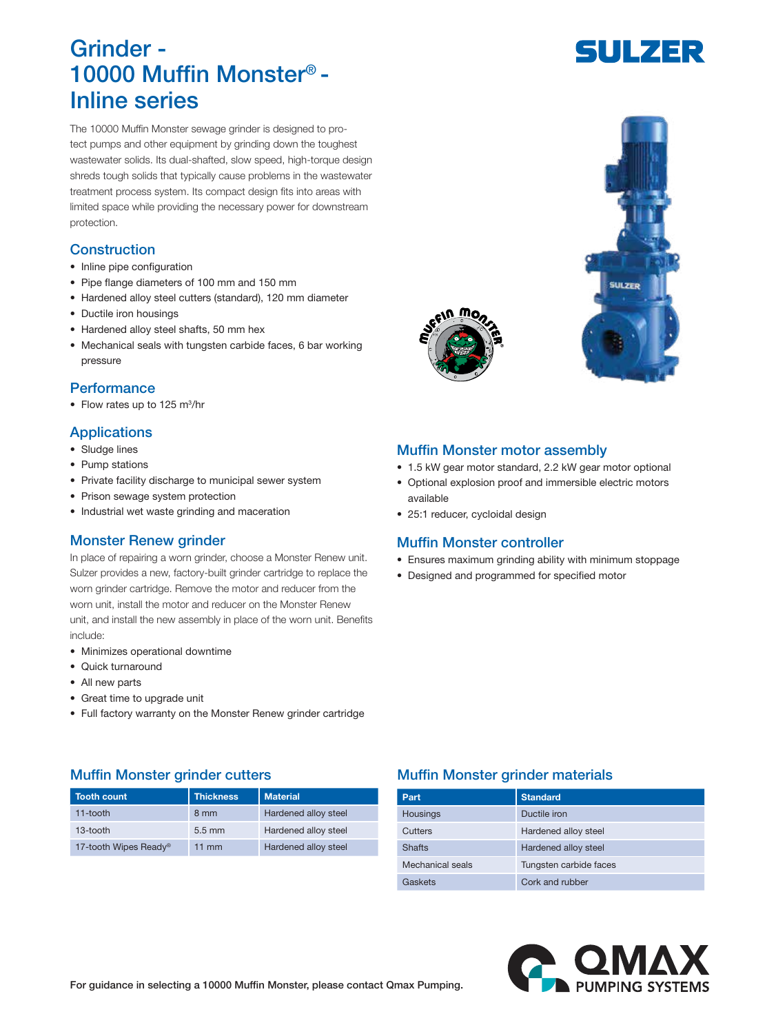# Grinder - 10000 Muffin Monster® - Inline series

The 10000 Muffin Monster sewage grinder is designed to protect pumps and other equipment by grinding down the toughest wastewater solids. Its dual-shafted, slow speed, high-torque design shreds tough solids that typically cause problems in the wastewater treatment process system. Its compact design fits into areas with limited space while providing the necessary power for downstream protection.

## Construction

- Inline pipe configuration
- Pipe flange diameters of 100 mm and 150 mm
- Hardened alloy steel cutters (standard), 120 mm diameter
- Ductile iron housings
- Hardened alloy steel shafts, 50 mm hex
- Mechanical seals with tungsten carbide faces, 6 bar working pressure

## Performance

- Flow rates up to 125 m³/hr

## Applications

- Sludge lines
- Pump stations
- Private facility discharge to municipal sewer system
- Prison sewage system protection
- Industrial wet waste grinding and maceration

## Monster Renew grinder

In place of repairing a worn grinder, choose a Monster Renew unit. Sulzer provides a new, factory-built grinder cartridge to replace the worn grinder cartridge. Remove the motor and reducer from the worn unit, install the motor and reducer on the Monster Renew unit, and install the new assembly in place of the worn unit. Benefits include:

- Minimizes operational downtime
- Quick turnaround
- All new parts
- Great time to upgrade unit
- Full factory warranty on the Monster Renew grinder cartridge

## Muffin Monster motor assembly

- 1.5 kW gear motor standard, 2.2 kW gear motor optional
- Optional explosion proof and immersible electric motors available
- 25:1 reducer, cycloidal design

## Muffin Monster controller

- Ensures maximum grinding ability with minimum stoppage
- Designed and programmed for specified motor

## Muffin Monster grinder cutters

| Tooth count | Thickness | Material |
|---|---|---|
| 11-tooth | 8 mm | Hardened alloy steel |
| 13-tooth | 5.5 mm | Hardened alloy steel |
| 17-tooth Wipes Ready® | 11 mm | Hardened alloy steel |

## Muffin Monster grinder materials

| Part | Standard |
|---|---|
| Housings | Ductile iron |
| Cutters | Hardened alloy steel |
| Shafts | Hardened alloy steel |
| Mechanical seals | Tungsten carbide faces |
| Gaskets | Cork and rubber |

**For guidance in selecting a 10000 Muffin Monster, please contact Qmax Pumping.**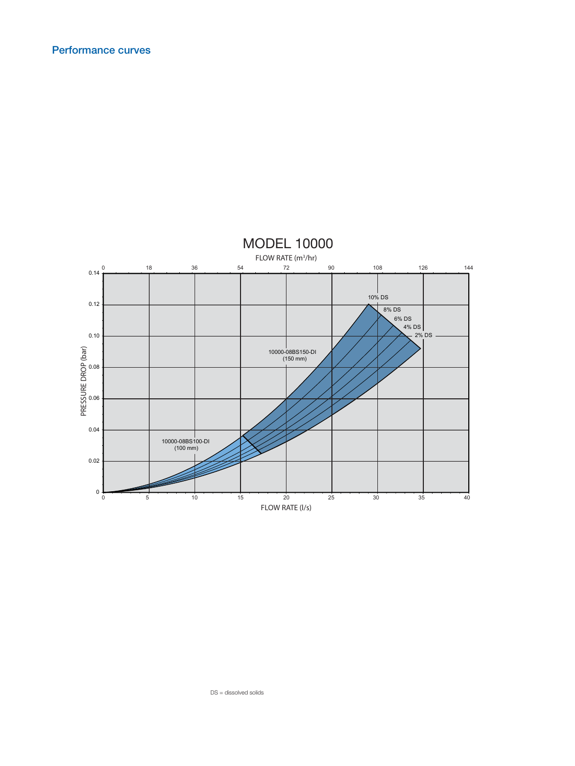## Performance curves

MODEL 10000

FLOW RATE ($m^3/hr$)

PRESSURE DROP (bar)

FLOW RATE (l/s)

10% DS

8% DS

6% DS

4% DS

2% DS

10000-08BS150-DI
(150 mm)

10000-08BS100-DI
(100 mm)

DS = dissolved solids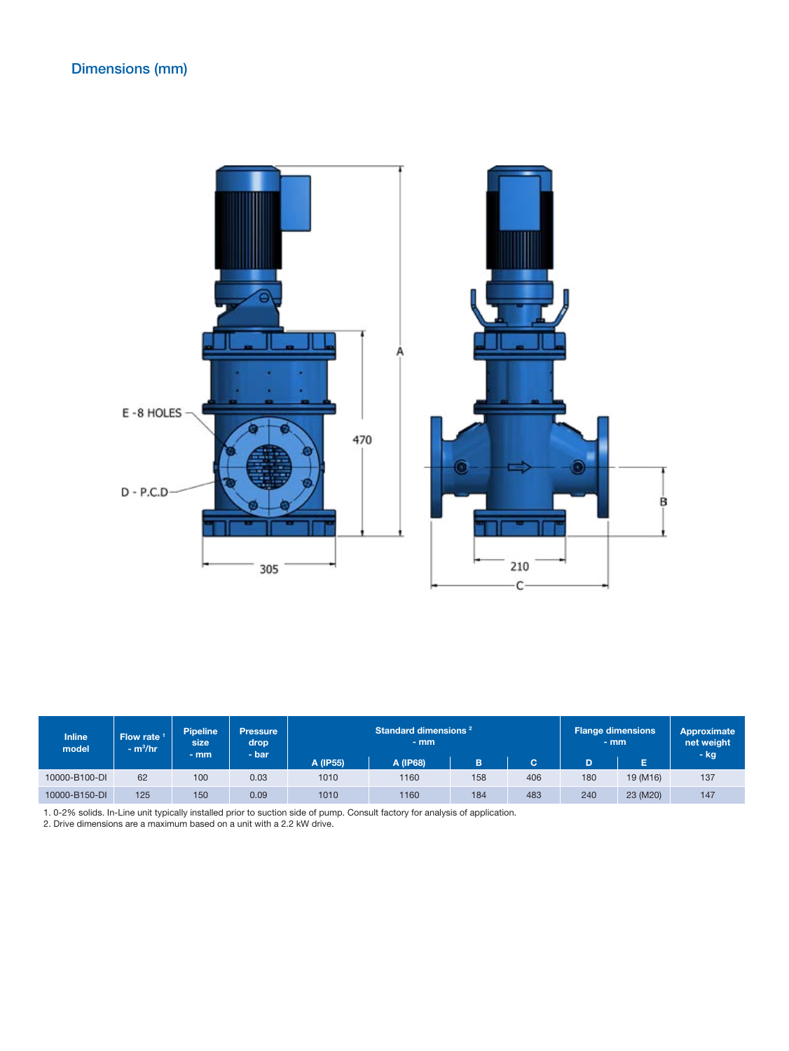## Dimensions (mm)

| Inline model | Flow rate [1] - $m^3$/hr | Pipeline size - mm | Pressure drop - bar | Standard dimensions [2] - mm | | | | Flange dimensions - mm | | Approximate net weight - kg |
|---|---|---|---|---|---|---|---|---|---|---|
| | | | | A (IP55) | A (IP68) | B | C | D | E | |
| 10000-B100-DI | 62 | 100 | 0.03 | 1010 | 1160 | 158 | 406 | 180 | 19 (M16) | 137 |
| 10000-B150-DI | 125 | 150 | 0.09 | 1010 | 1160 | 184 | 483 | 240 | 23 (M20) | 147 |

1. 0-2% solids. In-Line unit typically installed prior to suction side of pump. Consult factory for analysis of application.
2. Drive dimensions are a maximum based on a unit with a 2.2 kW drive.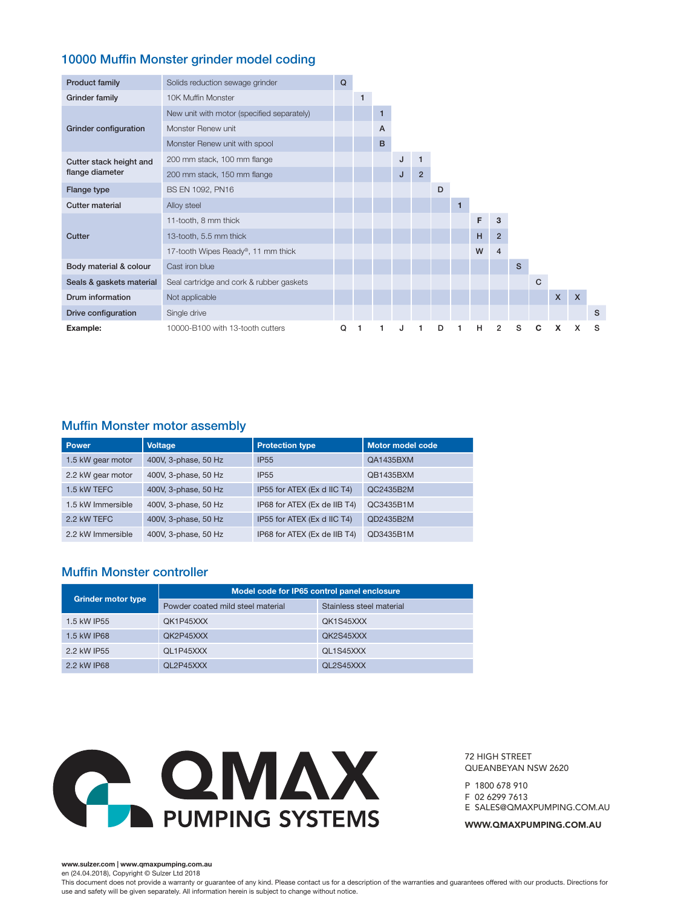## 10000 Muffin Monster grinder model coding

| | | | | | | | | | | | | | | | |
|---|---|---|---|---|---|---|---|---|---|---|---|---|---|---|---|
| Product family | Solids reduction sewage grinder | Q | | | | | | | | | | | | | |
| Grinder family | 10K Muffin Monster | | 1 | | | | | | | | | | | | |
| Grinder configuration | New unit with motor (specified separately) | | | 1 | | | | | | | | | | | |
| | Monster Renew unit | | | A | | | | | | | | | | | |
| | Monster Renew unit with spool | | | B | | | | | | | | | | | |
| Cutter stack height and flange diameter | 200 mm stack, 100 mm flange | | | | J | 1 | | | | | | | | | |
| | 200 mm stack, 150 mm flange | | | | J | 2 | | | | | | | | | |
| Flange type | BS EN 1092, PN16 | | | | | | D | | | | | | | | |
| Cutter material | Alloy steel | | | | | | | 1 | | | | | | | |
| Cutter | 11-tooth, 8 mm thick | | | | | | | | F | 3 | | | | | |
| | 13-tooth, 5.5 mm thick | | | | | | | | H | 2 | | | | | |
| | 17-tooth Wipes Ready®, 11 mm thick | | | | | | | | W | 4 | | | | | |
| Body material & colour | Cast iron blue | | | | | | | | | | S | | | | |
| Seals & gaskets material | Seal cartridge and cork & rubber gaskets | | | | | | | | | | | C | | | |
| Drum information | Not applicable | | | | | | | | | | | | X | X | |
| Drive configuration | Single drive | | | | | | | | | | | | | | S |
| **Example:** | 10000-B100 with 13-tooth cutters | Q | 1 | 1 | J | 1 | D | 1 | H | 2 | S | C | X | X | S |

## Muffin Monster motor assembly

| Power | Voltage | Protection type | Motor model code |
|---|---|---|---|
| 1.5 kW gear motor | 400V, 3-phase, 50 Hz | IP55 | QA1435BXM |
| 2.2 kW gear motor | 400V, 3-phase, 50 Hz | IP55 | QB1435BXM |
| 1.5 kW TEFC | 400V, 3-phase, 50 Hz | IP55 for ATEX (Ex d IIC T4) | QC2435B2M |
| 1.5 kW Immersible | 400V, 3-phase, 50 Hz | IP68 for ATEX (Ex de IIB T4) | QC3435B1M |
| 2.2 kW TEFC | 400V, 3-phase, 50 Hz | IP55 for ATEX (Ex d IIC T4) | QD2435B2M |
| 2.2 kW Immersible | 400V, 3-phase, 50 Hz | IP68 for ATEX (Ex de IIB T4) | QD3435B1M |

## Muffin Monster controller

| Grinder motor type | Model code for IP65 control panel enclosure | |
|---|---|---|
| | Powder coated mild steel material | Stainless steel material |
| 1.5 kW IP55 | QK1P45XXX | QK1S45XXX |
| 1.5 kW IP68 | QK2P45XXX | QK2S45XXX |
| 2.2 kW IP55 | QL1P45XXX | QL1S45XXX |
| 2.2 kW IP68 | QL2P45XXX | QL2S45XXX |

QMAX
PUMPING SYSTEMS

72 HIGH STREET
QUEANBEYAN NSW 2620

P 1800 678 910
F 02 6299 7613
E SALES@QMAXPUMPING.COM.AU

**WWW.QMAXPUMPING.COM.AU**

**www.sulzer.com | www.qmaxpumping.com.au**
en (24.04.2018), Copyright © Sulzer Ltd 2018
This document does not provide a warranty or guarantee of any kind. Please contact us for a description of the warranties and guarantees offered with our products. Directions for use and safety will be given separately. All information herein is subject to change without notice.